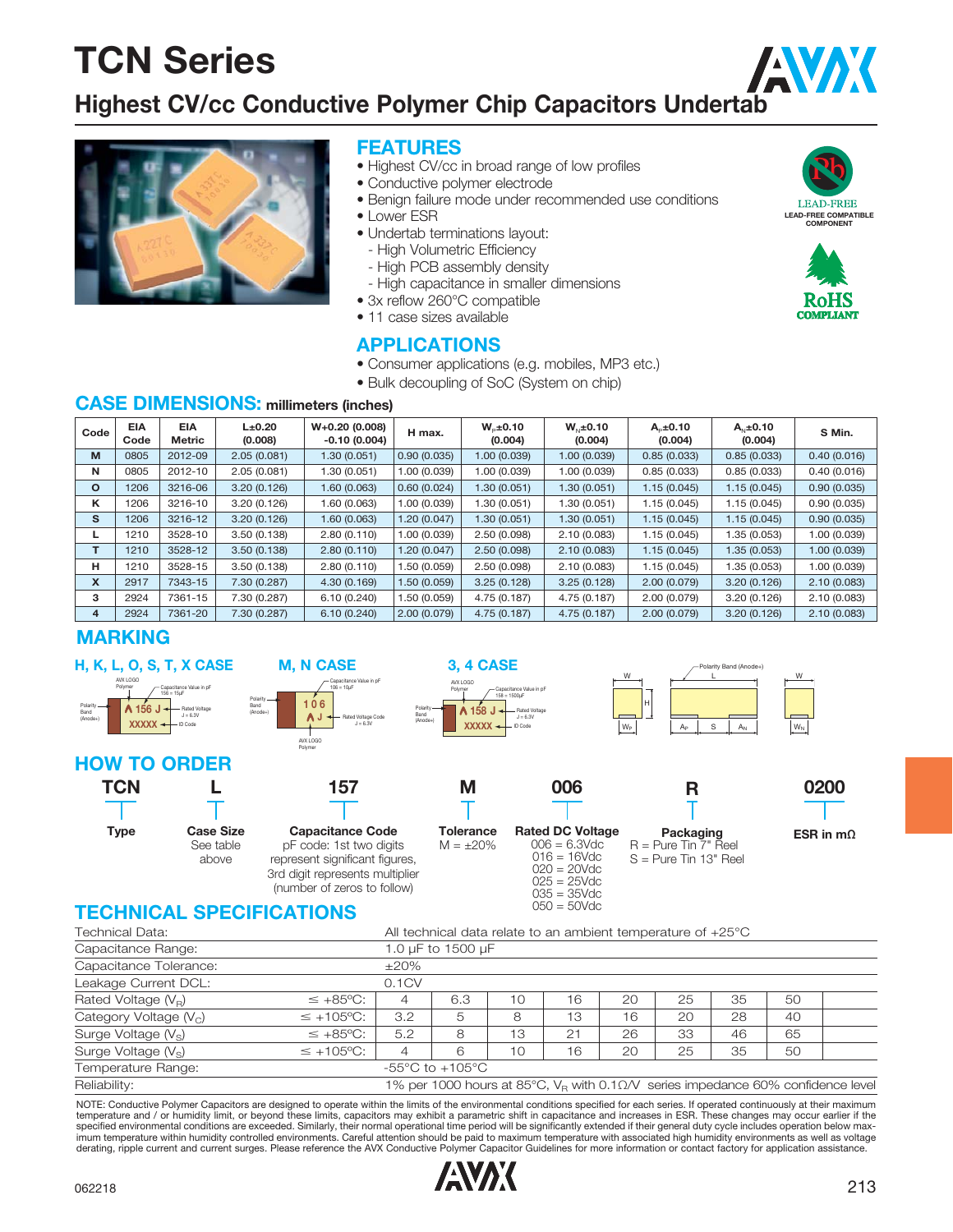# TCN Series

## Highest CV/cc Conductive Polymer Chip Capacitors Undertab

## FEATURES

- Highest CV/cc in broad range of low profiles
- Conductive polymer electrode
- Benign failure mode under recommended use conditions
- Lower ESR
- Undertab terminations layout:
  - High Volumetric Efficiency
  - High PCB assembly density
  - High capacitance in smaller dimensions
- 3x reflow 260°C compatible
- 11 case sizes available

LEAD-FREE
LEAD-FREE COMPATIBLE COMPONENT

RoHS COMPLIANT

## APPLICATIONS

- Consumer applications (e.g. mobiles, MP3 etc.)
- Bulk decoupling of SoC (System on chip)

## CASE DIMENSIONS: millimeters (inches)

| Code | EIA Code | EIA Metric | L±0.20 (0.008) | W+0.20 (0.008) -0.10 (0.004) | H max. | $W_F$±0.10 (0.004) | $W_N$±0.10 (0.004) | $A_F$±0.10 (0.004) | $A_N$±0.10 (0.004) | S Min. |
|---|---|---|---|---|---|---|---|---|---|---|
| M | 0805 | 2012-09 | 2.05 (0.081) | 1.30 (0.051) | 0.90 (0.035) | 1.00 (0.039) | 1.00 (0.039) | 0.85 (0.033) | 0.85 (0.033) | 0.40 (0.016) |
| N | 0805 | 2012-10 | 2.05 (0.081) | 1.30 (0.051) | 1.00 (0.039) | 1.00 (0.039) | 1.00 (0.039) | 0.85 (0.033) | 0.85 (0.033) | 0.40 (0.016) |
| O | 1206 | 3216-06 | 3.20 (0.126) | 1.60 (0.063) | 0.60 (0.024) | 1.30 (0.051) | 1.30 (0.051) | 1.15 (0.045) | 1.15 (0.045) | 0.90 (0.035) |
| K | 1206 | 3216-10 | 3.20 (0.126) | 1.60 (0.063) | 1.00 (0.039) | 1.30 (0.051) | 1.30 (0.051) | 1.15 (0.045) | 1.15 (0.045) | 0.90 (0.035) |
| S | 1206 | 3216-12 | 3.20 (0.126) | 1.60 (0.063) | 1.20 (0.047) | 1.30 (0.051) | 1.30 (0.051) | 1.15 (0.045) | 1.15 (0.045) | 0.90 (0.035) |
| L | 1210 | 3528-10 | 3.50 (0.138) | 2.80 (0.110) | 1.00 (0.039) | 2.50 (0.098) | 2.10 (0.083) | 1.15 (0.045) | 1.35 (0.053) | 1.00 (0.039) |
| T | 1210 | 3528-12 | 3.50 (0.138) | 2.80 (0.110) | 1.20 (0.047) | 2.50 (0.098) | 2.10 (0.083) | 1.15 (0.045) | 1.35 (0.053) | 1.00 (0.039) |
| H | 1210 | 3528-15 | 3.50 (0.138) | 2.80 (0.110) | 1.50 (0.059) | 2.50 (0.098) | 2.10 (0.083) | 1.15 (0.045) | 1.35 (0.053) | 1.00 (0.039) |
| X | 2917 | 7343-15 | 7.30 (0.287) | 4.30 (0.169) | 1.50 (0.059) | 3.25 (0.128) | 3.25 (0.128) | 2.00 (0.079) | 3.20 (0.126) | 2.10 (0.083) |
| 3 | 2924 | 7361-15 | 7.30 (0.287) | 6.10 (0.240) | 1.50 (0.059) | 4.75 (0.187) | 4.75 (0.187) | 2.00 (0.079) | 3.20 (0.126) | 2.10 (0.083) |
| 4 | 2924 | 7361-20 | 7.30 (0.287) | 6.10 (0.240) | 2.00 (0.079) | 4.75 (0.187) | 4.75 (0.187) | 2.00 (0.079) | 3.20 (0.126) | 2.10 (0.083) |

## MARKING

**H, K, L, O, S, T, X CASE**

AVX LOGO Polymer; Capacitance Value in pF 156 = 15µF; Polarity Band (Anode+); Rated Voltage J = 6.3V; ID Code

**M, N CASE**

Capacitance Value in pF 106 = 10µF; Polarity Band (Anode+); Rated Voltage Code J = 6.3V; AVX LOGO Polymer

**3, 4 CASE**

AVX LOGO Polymer; Capacitance Value in pF 158 = 1500µF; Polarity Band (Anode+); Rated Voltage J = 6.3V; ID Code

Polarity Band (Anode+); W; L; H; $W_F$; $A_F$; S; $A_N$; $W_N$

## HOW TO ORDER

| TCN | L | 157 | M | 006 | R | 0200 |
|---|---|---|---|---|---|---|
| **Type** | **Case Size** See table above | **Capacitance Code** pF code: 1st two digits represent significant figures, 3rd digit represents multiplier (number of zeros to follow) | **Tolerance** M = ±20% | **Rated DC Voltage** 006 = 6.3Vdc 016 = 16Vdc 020 = 20Vdc 025 = 25Vdc 035 = 35Vdc 050 = 50Vdc | **Packaging** R = Pure Tin 7" Reel S = Pure Tin 13" Reel | **ESR in mΩ** |

## TECHNICAL SPECIFICATIONS

| Technical Data: | | All technical data relate to an ambient temperature of +25°C | | | | | | | |
|---|---|---|---|---|---|---|---|---|---|
| Capacitance Range: | | 1.0 µF to 1500 µF | | | | | | | |
| Capacitance Tolerance: | | ±20% | | | | | | | |
| Leakage Current DCL: | | 0.1CV | | | | | | | |
| Rated Voltage ($V_R$) | ≤ +85°C: | 4 | 6.3 | 10 | 16 | 20 | 25 | 35 | 50 |
| Category Voltage ($V_C$) | ≤ +105°C: | 3.2 | 5 | 8 | 13 | 16 | 20 | 28 | 40 |
| Surge Voltage ($V_S$) | ≤ +85°C: | 5.2 | 8 | 13 | 21 | 26 | 33 | 46 | 65 |
| Surge Voltage ($V_S$) | ≤ +105°C: | 4 | 6 | 10 | 16 | 20 | 25 | 35 | 50 |
| Temperature Range: | | -55°C to +105°C | | | | | | | |
| Reliability: | | 1% per 1000 hours at 85°C, $V_R$ with 0.1Ω/V series impedance 60% confidence level | | | | | | | |

NOTE: Conductive Polymer Capacitors are designed to operate within the limits of the environmental conditions specified for each series. If operated continuously at their maximum temperature and / or humidity limit, or beyond these limits, capacitors may exhibit a parametric shift in capacitance and increases in ESR. These changes may occur earlier if the specified environmental conditions are exceeded. Similarly, their normal operational time period will be significantly extended if their general duty cycle includes operation below maximum temperature within humidity controlled environments. Careful attention should be paid to maximum temperature with associated high humidity environments as well as voltage derating, ripple current and current surges. Please reference the AVX Conductive Polymer Capacitor Guidelines for more information or contact factory for application assistance.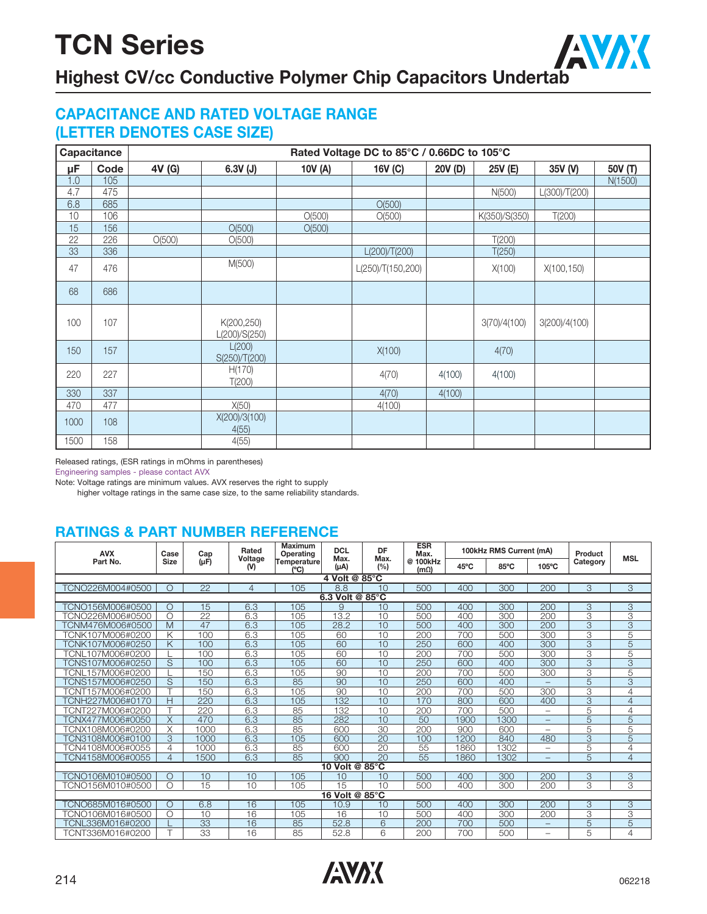# TCN Series

## Highest CV/cc Conductive Polymer Chip Capacitors Undertab

## CAPACITANCE AND RATED VOLTAGE RANGE (LETTER DENOTES CASE SIZE)

| Capacitance | | Rated Voltage DC to 85°C / 0.66DC to 105°C | | | | | | | |
|---|---|---|---|---|---|---|---|---|---|
| μF | Code | 4V (G) | 6.3V (J) | 10V (A) | 16V (C) | 20V (D) | 25V (E) | 35V (V) | 50V (T) |
| 1.0 | 105 | | | | | | | | N(1500) |
| 4.7 | 475 | | | | | | N(500) | L(300)/T(200) | |
| 6.8 | 685 | | | | O(500) | | | | |
| 10 | 106 | | | O(500) | O(500) | | K(350)/S(350) | T(200) | |
| 15 | 156 | | O(500) | O(500) | | | | | |
| 22 | 226 | O(500) | O(500) | | | | T(200) | | |
| 33 | 336 | | | | L(200)/T(200) | | T(250) | | |
| 47 | 476 | | M(500) | | L(250)/T(150,200) | | X(100) | X(100,150) | |
| 68 | 686 | | | | | | | | |
| 100 | 107 | | K(200,250) L(200)/S(250) | | | | 3(70)/4(100) | 3(200)/4(100) | |
| 150 | 157 | | L(200) S(250)/T(200) | | X(100) | | 4(70) | | |
| 220 | 227 | | H(170) T(200) | | 4(70) | 4(100) | 4(100) | | |
| 330 | 337 | | | | 4(70) | 4(100) | | | |
| 470 | 477 | | X(50) | | 4(100) | | | | |
| 1000 | 108 | | X(200)/3(100) 4(55) | | | | | | |
| 1500 | 158 | | 4(55) | | | | | | |

Released ratings, (ESR ratings in mOhms in parentheses)

Engineering samples - please contact AVX

Note: Voltage ratings are minimum values. AVX reserves the right to supply higher voltage ratings in the same case size, to the same reliability standards.

## RATINGS & PART NUMBER REFERENCE

| AVX Part No. | Case Size | Cap (μF) | Rated Voltage (V) | Maximum Operating Temperature (°C) | DCL Max. (μA) | DF Max. (%) | ESR Max. @ 100kHz (mΩ) | 100kHz RMS Current (mA) 45°C | 85°C | 105°C | Product Category | MSL |
|---|---|---|---|---|---|---|---|---|---|---|---|---|
| **4 Volt @ 85°C** | | | | | | | | | | | | |
| TCNO226M004#0500 | O | 22 | 4 | 105 | 8.8 | 10 | 500 | 400 | 300 | 200 | 3 | 3 |
| **6.3 Volt @ 85°C** | | | | | | | | | | | | |
| TCNO156M006#0500 | O | 15 | 6.3 | 105 | 9 | 10 | 500 | 400 | 300 | 200 | 3 | 3 |
| TCNO226M006#0500 | O | 22 | 6.3 | 105 | 13.2 | 10 | 500 | 400 | 300 | 200 | 3 | 3 |
| TCNM476M006#0500 | M | 47 | 6.3 | 105 | 28.2 | 10 | 500 | 400 | 300 | 200 | 3 | 3 |
| TCNK107M006#0200 | K | 100 | 6.3 | 105 | 60 | 10 | 200 | 700 | 500 | 300 | 3 | 5 |
| TCNK107M006#0250 | K | 100 | 6.3 | 105 | 60 | 10 | 250 | 600 | 400 | 300 | 3 | 5 |
| TCNL107M006#0200 | L | 100 | 6.3 | 105 | 60 | 10 | 200 | 700 | 500 | 300 | 3 | 5 |
| TCNS107M006#0250 | S | 100 | 6.3 | 105 | 60 | 10 | 250 | 600 | 400 | 300 | 3 | 3 |
| TCNL157M006#0200 | L | 150 | 6.3 | 105 | 90 | 10 | 200 | 700 | 500 | 300 | 3 | 5 |
| TCNS157M006#0250 | S | 150 | 6.3 | 85 | 90 | 10 | 250 | 600 | 400 | – | 5 | 3 |
| TCNT157M006#0200 | T | 150 | 6.3 | 105 | 90 | 10 | 200 | 700 | 500 | 300 | 3 | 4 |
| TCNH227M006#0170 | H | 220 | 6.3 | 105 | 132 | 10 | 170 | 800 | 600 | 400 | 3 | 4 |
| TCNT227M006#0200 | T | 220 | 6.3 | 85 | 132 | 10 | 200 | 700 | 500 | – | 5 | 4 |
| TCNX477M006#0050 | X | 470 | 6.3 | 85 | 282 | 10 | 50 | 1900 | 1300 | – | 5 | 5 |
| TCNX108M006#0200 | X | 1000 | 6.3 | 85 | 600 | 30 | 200 | 900 | 600 | – | 5 | 5 |
| TCN3108M006#0100 | 3 | 1000 | 6.3 | 105 | 600 | 20 | 100 | 1200 | 840 | 480 | 3 | 5 |
| TCN4108M006#0055 | 4 | 1000 | 6.3 | 85 | 600 | 20 | 55 | 1860 | 1302 | – | 5 | 4 |
| TCN4158M006#0055 | 4 | 1500 | 6.3 | 85 | 900 | 20 | 55 | 1860 | 1302 | – | 5 | 4 |
| **10 Volt @ 85°C** | | | | | | | | | | | | |
| TCNO106M010#0500 | O | 10 | 10 | 105 | 10 | 10 | 500 | 400 | 300 | 200 | 3 | 3 |
| TCNO156M010#0500 | O | 15 | 10 | 105 | 15 | 10 | 500 | 400 | 300 | 200 | 3 | 3 |
| **16 Volt @ 85°C** | | | | | | | | | | | | |
| TCNO685M016#0500 | O | 6.8 | 16 | 105 | 10.9 | 10 | 500 | 400 | 300 | 200 | 3 | 3 |
| TCNO106M016#0500 | O | 10 | 16 | 105 | 16 | 10 | 500 | 400 | 300 | 200 | 3 | 3 |
| TCNL336M016#0200 | L | 33 | 16 | 85 | 52.8 | 6 | 200 | 700 | 500 | – | 5 | 5 |
| TCNT336M016#0200 | T | 33 | 16 | 85 | 52.8 | 6 | 200 | 700 | 500 | – | 5 | 4 |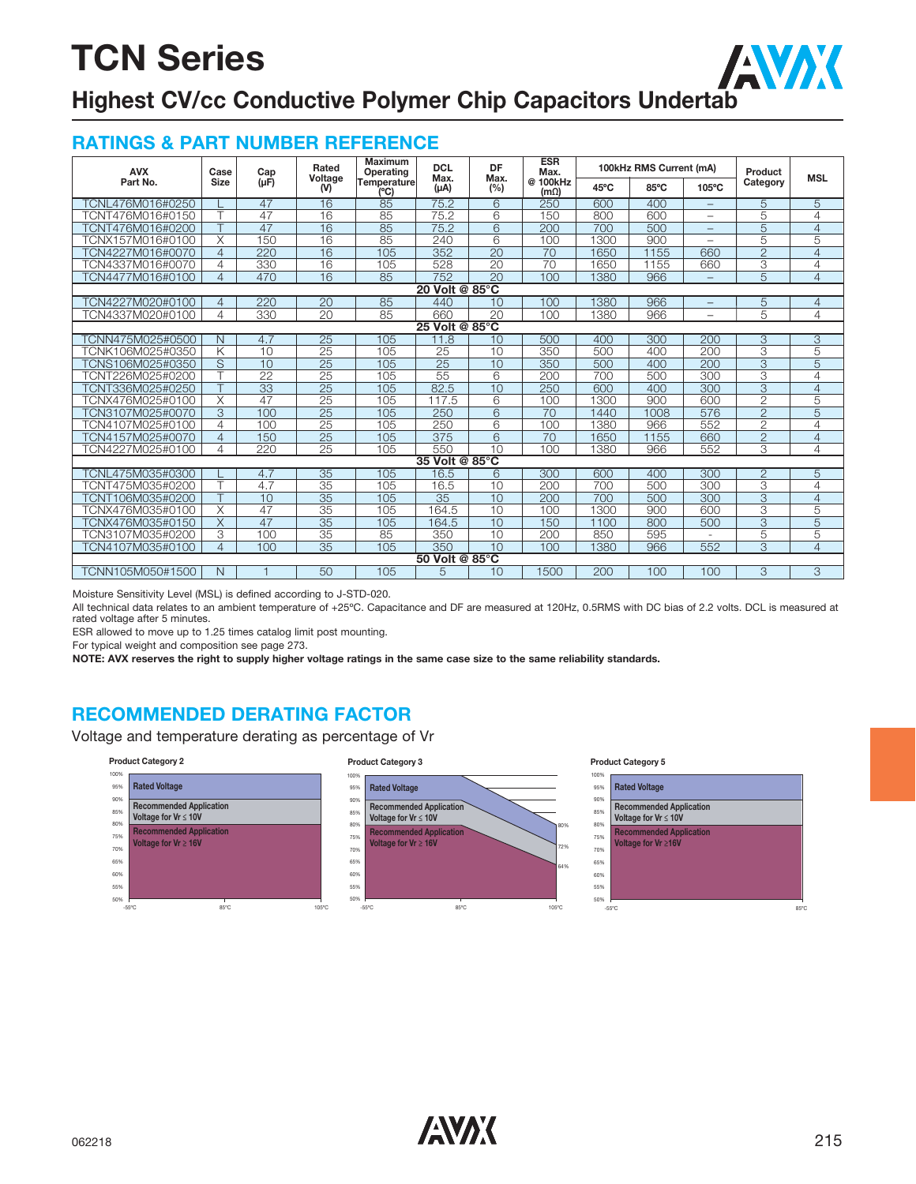# TCN Series

## Highest CV/cc Conductive Polymer Chip Capacitors Undertab

### RATINGS & PART NUMBER REFERENCE

| AVX Part No. | Case Size | Cap (μF) | Rated Voltage (V) | Maximum Operating Temperature (°C) | DCL Max. (μA) | DF Max. (%) | ESR Max. @ 100kHz (mΩ) | 100kHz RMS Current (mA) | | | Product Category | MSL |
|---|---|---|---|---|---|---|---|---|---|---|---|---|
| | | | | | | | | 45°C | 85°C | 105°C | | |
| TCNL476M016#0250 | L | 47 | 16 | 85 | 75.2 | 6 | 250 | 600 | 400 | – | 5 | 5 |
| TCNT476M016#0150 | T | 47 | 16 | 85 | 75.2 | 6 | 150 | 800 | 600 | – | 5 | 4 |
| TCNT476M016#0200 | T | 47 | 16 | 85 | 75.2 | 6 | 200 | 700 | 500 | – | 5 | 4 |
| TCNX157M016#0100 | X | 150 | 16 | 85 | 240 | 6 | 100 | 1300 | 900 | – | 5 | 5 |
| TCN4227M016#0070 | 4 | 220 | 16 | 105 | 352 | 20 | 70 | 1650 | 1155 | 660 | 2 | 4 |
| TCN4337M016#0070 | 4 | 330 | 16 | 105 | 528 | 20 | 70 | 1650 | 1155 | 660 | 3 | 4 |
| TCN4477M016#0100 | 4 | 470 | 16 | 85 | 752 | 20 | 100 | 1380 | 966 | – | 5 | 4 |
| **20 Volt @ 85°C** | | | | | | | | | | | | |
| TCN4227M020#0100 | 4 | 220 | 20 | 85 | 440 | 10 | 100 | 1380 | 966 | – | 5 | 4 |
| TCN4337M020#0100 | 4 | 330 | 20 | 85 | 660 | 20 | 100 | 1380 | 966 | – | 5 | 4 |
| **25 Volt @ 85°C** | | | | | | | | | | | | |
| TCNN475M025#0500 | N | 4.7 | 25 | 105 | 11.8 | 10 | 500 | 400 | 300 | 200 | 3 | 3 |
| TCNK106M025#0350 | K | 10 | 25 | 105 | 25 | 10 | 350 | 500 | 400 | 200 | 3 | 5 |
| TCNS106M025#0350 | S | 10 | 25 | 105 | 25 | 10 | 350 | 500 | 400 | 200 | 3 | 5 |
| TCNT226M025#0200 | T | 22 | 25 | 105 | 55 | 6 | 200 | 700 | 500 | 300 | 3 | 4 |
| TCNT336M025#0250 | T | 33 | 25 | 105 | 82.5 | 10 | 250 | 600 | 400 | 300 | 3 | 4 |
| TCNX476M025#0100 | X | 47 | 25 | 105 | 117.5 | 6 | 100 | 1300 | 900 | 600 | 2 | 5 |
| TCN3107M025#0070 | 3 | 100 | 25 | 105 | 250 | 6 | 70 | 1440 | 1008 | 576 | 2 | 5 |
| TCN4107M025#0100 | 4 | 100 | 25 | 105 | 250 | 6 | 100 | 1380 | 966 | 552 | 2 | 4 |
| TCN4157M025#0070 | 4 | 150 | 25 | 105 | 375 | 6 | 70 | 1650 | 1155 | 660 | 2 | 4 |
| TCN4227M025#0100 | 4 | 220 | 25 | 105 | 550 | 10 | 100 | 1380 | 966 | 552 | 3 | 4 |
| **35 Volt @ 85°C** | | | | | | | | | | | | |
| TCNL475M035#0300 | L | 4.7 | 35 | 105 | 16.5 | 6 | 300 | 600 | 400 | 300 | 2 | 5 |
| TCNT475M035#0200 | T | 4.7 | 35 | 105 | 16.5 | 10 | 200 | 700 | 500 | 300 | 3 | 4 |
| TCNT106M035#0200 | T | 10 | 35 | 105 | 35 | 10 | 200 | 700 | 500 | 300 | 3 | 4 |
| TCNX476M035#0100 | X | 47 | 35 | 105 | 164.5 | 10 | 100 | 1300 | 900 | 600 | 3 | 5 |
| TCNX476M035#0150 | X | 47 | 35 | 105 | 164.5 | 10 | 150 | 1100 | 800 | 500 | 3 | 5 |
| TCN3107M035#0200 | 3 | 100 | 35 | 85 | 350 | 10 | 200 | 850 | 595 | - | 5 | 5 |
| TCN4107M035#0100 | 4 | 100 | 35 | 105 | 350 | 10 | 100 | 1380 | 966 | 552 | 3 | 4 |
| **50 Volt @ 85°C** | | | | | | | | | | | | |
| TCNN105M050#1500 | N | 1 | 50 | 105 | 5 | 10 | 1500 | 200 | 100 | 100 | 3 | 3 |

Moisture Sensitivity Level (MSL) is defined according to J-STD-020.

All technical data relates to an ambient temperature of +25°C. Capacitance and DF are measured at 120Hz, 0.5RMS with DC bias of 2.2 volts. DCL is measured at rated voltage after 5 minutes.

ESR allowed to move up to 1.25 times catalog limit post mounting.

For typical weight and composition see page 273.

**NOTE: AVX reserves the right to supply higher voltage ratings in the same case size to the same reliability standards.**

### RECOMMENDED DERATING FACTOR

Voltage and temperature derating as percentage of Vr

**Product Category 2**

Rated Voltage; Recommended Application Voltage for Vr ≤ 10V; Recommended Application Voltage for Vr ≥ 16V (-55°C, 85°C, 105°C)

**Product Category 3**

Rated Voltage; Recommended Application Voltage for Vr ≤ 10V; Recommended Application Voltage for Vr ≥ 16V (-55°C, 85°C, 105°C; 80%, 72%, 64%)

**Product Category 5**

Rated Voltage; Recommended Application Voltage for Vr ≤ 10V; Recommended Application Voltage for Vr ≥16V (-55°C, 85°C)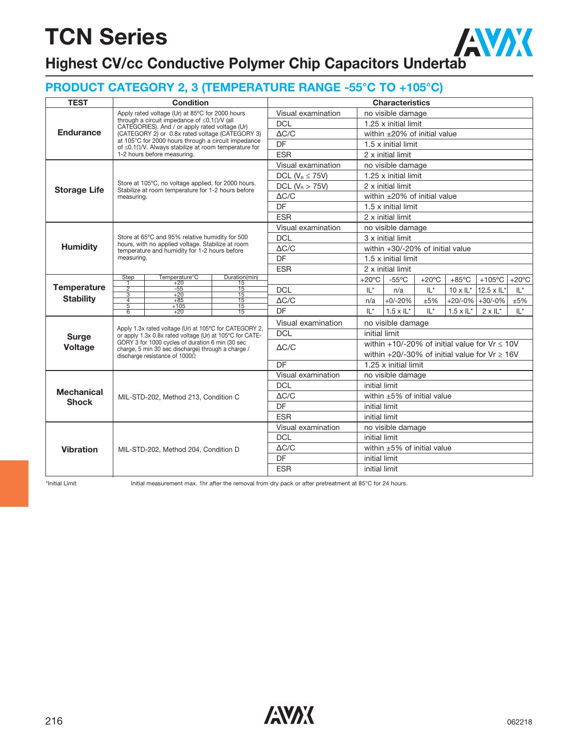# TCN Series

## Highest CV/cc Conductive Polymer Chip Capacitors Undertab

### PRODUCT CATEGORY 2, 3 (TEMPERATURE RANGE -55°C TO +105°C)

| TEST | Condition | Characteristics | |
|---|---|---|---|
| **Endurance** | Apply rated voltage (Ur) at 85°C for 2000 hours through a circuit impedance of ≤0.1Ω/V (all CATEGORIES). And / or apply rated voltage (Ur) (CATEGORY 2) or 0.8x rated voltage (CATEGORY 3) at 105°C for 2000 hours through a circuit impedance of ≤0.1Ω/V. Always stabilize at room temperature for 1-2 hours before measuring. | Visual examination | no visible damage |
| | | DCL | 1.25 x initial limit |
| | | ΔC/C | within ±20% of initial value |
| | | DF | 1.5 x initial limit |
| | | ESR | 2 x initial limit |
| **Storage Life** | Store at 105°C, no voltage applied, for 2000 hours. Stabilize at room temperature for 1-2 hours before measuring. | Visual examination | no visible damage |
| | | DCL ($V_R$ ≤ 75V) | 1.25 x initial limit |
| | | DCL ($V_R$ > 75V) | 2 x initial limit |
| | | ΔC/C | within ±20% of initial value |
| | | DF | 1.5 x initial limit |
| | | ESR | 2 x initial limit |
| **Humidity** | Store at 65°C and 95% relative humidity for 500 hours, with no applied voltage. Stabilize at room temperature and humidity for 1-2 hours before measuring. | Visual examination | no visible damage |
| | | DCL | 3 x initial limit |
| | | ΔC/C | within +30/-20% of initial value |
| | | DF | 1.5 x initial limit |
| | | ESR | 2 x initial limit |

**Temperature Stability**

| Step | Temperature°C | Duration(min) |
|---|---|---|
| 1 | +20 | 15 |
| 2 | -55 | 15 |
| 3 | +20 | 15 |
| 4 | +85 | 15 |
| 5 | +105 | 15 |
| 6 | +20 | 15 |

| | +20°C | -55°C | +20°C | +85°C | +105°C | +20°C |
|---|---|---|---|---|---|---|
| DCL | IL* | n/a | IL* | 10 x IL* | 12.5 x IL* | IL* |
| ΔC/C | n/a | +0/-20% | ±5% | +20/-0% | +30/-0% | ±5% |
| DF | IL* | 1.5 x IL* | IL* | 1.5 x IL* | 2 x IL* | IL* |

| TEST | Condition | Characteristics | |
|---|---|---|---|
| **Surge Voltage** | Apply 1.3x rated voltage (Ur) at 105°C for CATEGORY 2, or apply 1.3x 0.8x rated voltage (Ur) at 105°C for CATEGORY 3 for 1000 cycles of duration 6 min (30 sec charge, 5 min 30 sec discharge) through a charge / discharge resistance of 1000Ω | Visual examination | no visible damage |
| | | DCL | initial limit |
| | | ΔC/C | within +10/-20% of initial value for Vr ≤ 10V; within +20/-30% of initial value for Vr ≥ 16V |
| | | DF | 1.25 x initial limit |
| **Mechanical Shock** | MIL-STD-202, Method 213, Condition C | Visual examination | no visible damage |
| | | DCL | initial limit |
| | | ΔC/C | within ±5% of initial value |
| | | DF | initial limit |
| | | ESR | initial limit |
| **Vibration** | MIL-STD-202, Method 204, Condition D | Visual examination | no visible damage |
| | | DCL | initial limit |
| | | ΔC/C | within ±5% of initial value |
| | | DF | initial limit |
| | | ESR | initial limit |

*Initial Limit — Initial measurement max. 1hr after the removal from dry pack or after pretreatment at 85°C for 24 hours.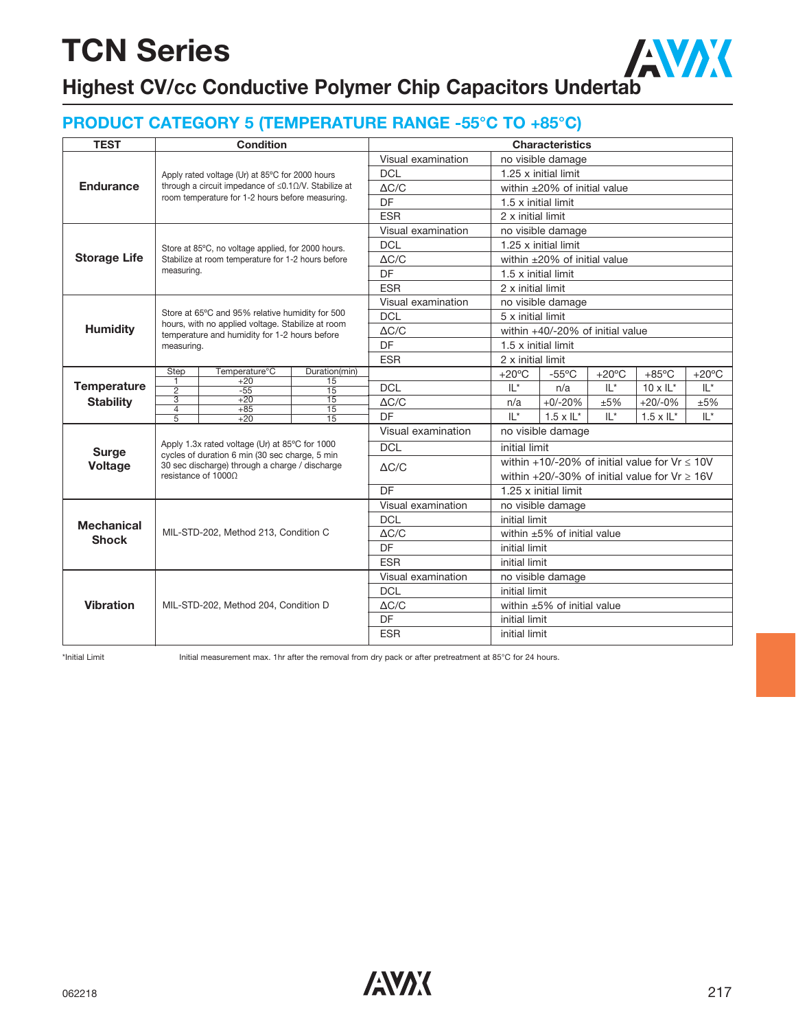# TCN Series

## Highest CV/cc Conductive Polymer Chip Capacitors Undertab

### PRODUCT CATEGORY 5 (TEMPERATURE RANGE -55°C TO +85°C)

| TEST | Condition | Characteristics | | | | | |
|---|---|---|---|---|---|---|---|
| Endurance | Apply rated voltage (Ur) at 85°C for 2000 hours through a circuit impedance of ≤0.1Ω/V. Stabilize at room temperature for 1-2 hours before measuring. | Visual examination | no visible damage | | | | |
| | | DCL | 1.25 x initial limit | | | | |
| | | ΔC/C | within ±20% of initial value | | | | |
| | | DF | 1.5 x initial limit | | | | |
| | | ESR | 2 x initial limit | | | | |
| Storage Life | Store at 85°C, no voltage applied, for 2000 hours. Stabilize at room temperature for 1-2 hours before measuring. | Visual examination | no visible damage | | | | |
| | | DCL | 1.25 x initial limit | | | | |
| | | ΔC/C | within ±20% of initial value | | | | |
| | | DF | 1.5 x initial limit | | | | |
| | | ESR | 2 x initial limit | | | | |
| Humidity | Store at 65°C and 95% relative humidity for 500 hours, with no applied voltage. Stabilize at room temperature and humidity for 1-2 hours before measuring. | Visual examination | no visible damage | | | | |
| | | DCL | 5 x initial limit | | | | |
| | | ΔC/C | within +40/-20% of initial value | | | | |
| | | DF | 1.5 x initial limit | | | | |
| | | ESR | 2 x initial limit | | | | |
| Temperature Stability | Step / Temperature°C / Duration(min): 1 / +20 / 15; 2 / -55 / 15; 3 / +20 / 15; 4 / +85 / 15; 5 / +20 / 15 | | +20°C | -55°C | +20°C | +85°C | +20°C |
| | | DCL | IL* | n/a | IL* | 10 x IL* | IL* |
| | | ΔC/C | n/a | +0/-20% | ±5% | +20/-0% | ±5% |
| | | DF | IL* | 1.5 x IL* | IL* | 1.5 x IL* | IL* |
| Surge Voltage | Apply 1.3x rated voltage (Ur) at 85°C for 1000 cycles of duration 6 min (30 sec charge, 5 min 30 sec discharge) through a charge / discharge resistance of 1000Ω | Visual examination | no visible damage | | | | |
| | | DCL | initial limit | | | | |
| | | ΔC/C | within +10/-20% of initial value for Vr ≤ 10V<br>within +20/-30% of initial value for Vr ≥ 16V | | | | |
| | | DF | 1.25 x initial limit | | | | |
| Mechanical Shock | MIL-STD-202, Method 213, Condition C | Visual examination | no visible damage | | | | |
| | | DCL | initial limit | | | | |
| | | ΔC/C | within ±5% of initial value | | | | |
| | | DF | initial limit | | | | |
| | | ESR | initial limit | | | | |
| Vibration | MIL-STD-202, Method 204, Condition D | Visual examination | no visible damage | | | | |
| | | DCL | initial limit | | | | |
| | | ΔC/C | within ±5% of initial value | | | | |
| | | DF | initial limit | | | | |
| | | ESR | initial limit | | | | |

*Initial Limit — Initial measurement max. 1hr after the removal from dry pack or after pretreatment at 85°C for 24 hours.

062218